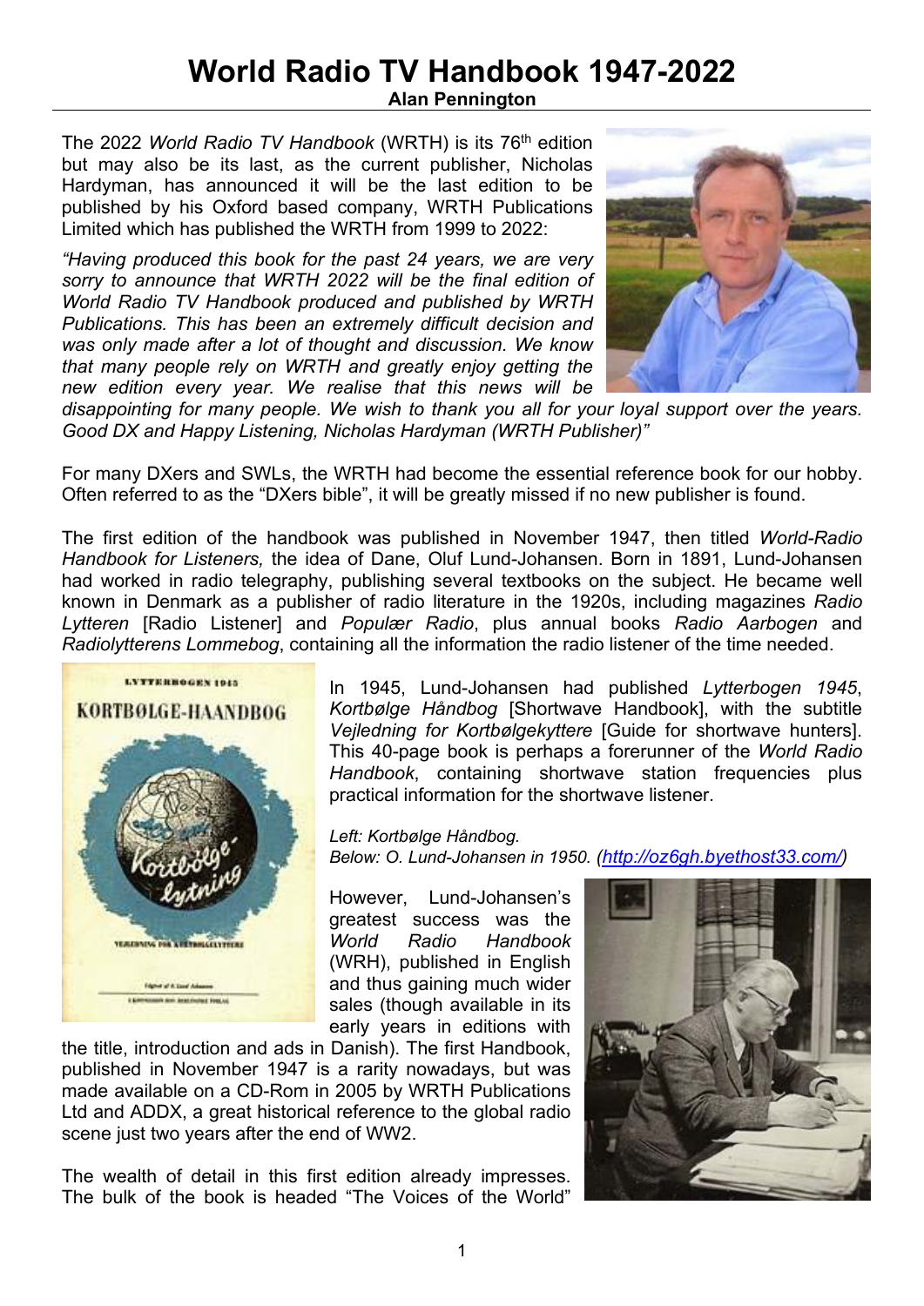# World Radio TV Handbook 1947-2022

**Alan Pennington**

The 2022 *World Radio TV Handbook* (WRTH) is its 76th edition but may also be its last, as the current publisher, Nicholas Hardyman, has announced it will be the last edition to be published by his Oxford based company, WRTH Publications Limited which has published the WRTH from 1999 to 2022:

*"Having produced this book for the past 24 years, we are very sorry to announce that WRTH 2022 will be the final edition of World Radio TV Handbook produced and published by WRTH Publications. This has been an extremely difficult decision and was only made after a lot of thought and discussion. We know that many people rely on WRTH and greatly enjoy getting the new edition every year. We realise that this news will be disappointing for many people. We wish to thank you all for your loyal support over the years. Good DX and Happy Listening, Nicholas Hardyman (WRTH Publisher)"*

For many DXers and SWLs, the WRTH had become the essential reference book for our hobby. Often referred to as the "DXers bible", it will be greatly missed if no new publisher is found.

The first edition of the handbook was published in November 1947, then titled *World-Radio Handbook for Listeners,* the idea of Dane, Oluf Lund-Johansen. Born in 1891, Lund-Johansen had worked in radio telegraphy, publishing several textbooks on the subject. He became well known in Denmark as a publisher of radio literature in the 1920s, including magazines *Radio Lytteren* [Radio Listener] and *Populær Radio*, plus annual books *Radio Aarbogen* and *Radiolytterens Lommebog*, containing all the information the radio listener of the time needed.

In 1945, Lund-Johansen had published *Lytterbogen 1945*, *Kortbølge Håndbog* [Shortwave Handbook], with the subtitle *Vejledning for Kortbølgekyttere* [Guide for shortwave hunters]. This 40-page book is perhaps a forerunner of the *World Radio Handbook*, containing shortwave station frequencies plus practical information for the shortwave listener.

*Left: Kortbølge Håndbog.*
*Below: O. Lund-Johansen in 1950. (http://oz6gh.byethost33.com/)*

However, Lund-Johansen's greatest success was the *World Radio Handbook* (WRH), published in English and thus gaining much wider sales (though available in its early years in editions with the title, introduction and ads in Danish). The first Handbook, published in November 1947 is a rarity nowadays, but was made available on a CD-Rom in 2005 by WRTH Publications Ltd and ADDX, a great historical reference to the global radio scene just two years after the end of WW2.

The wealth of detail in this first edition already impresses. The bulk of the book is headed "The Voices of the World"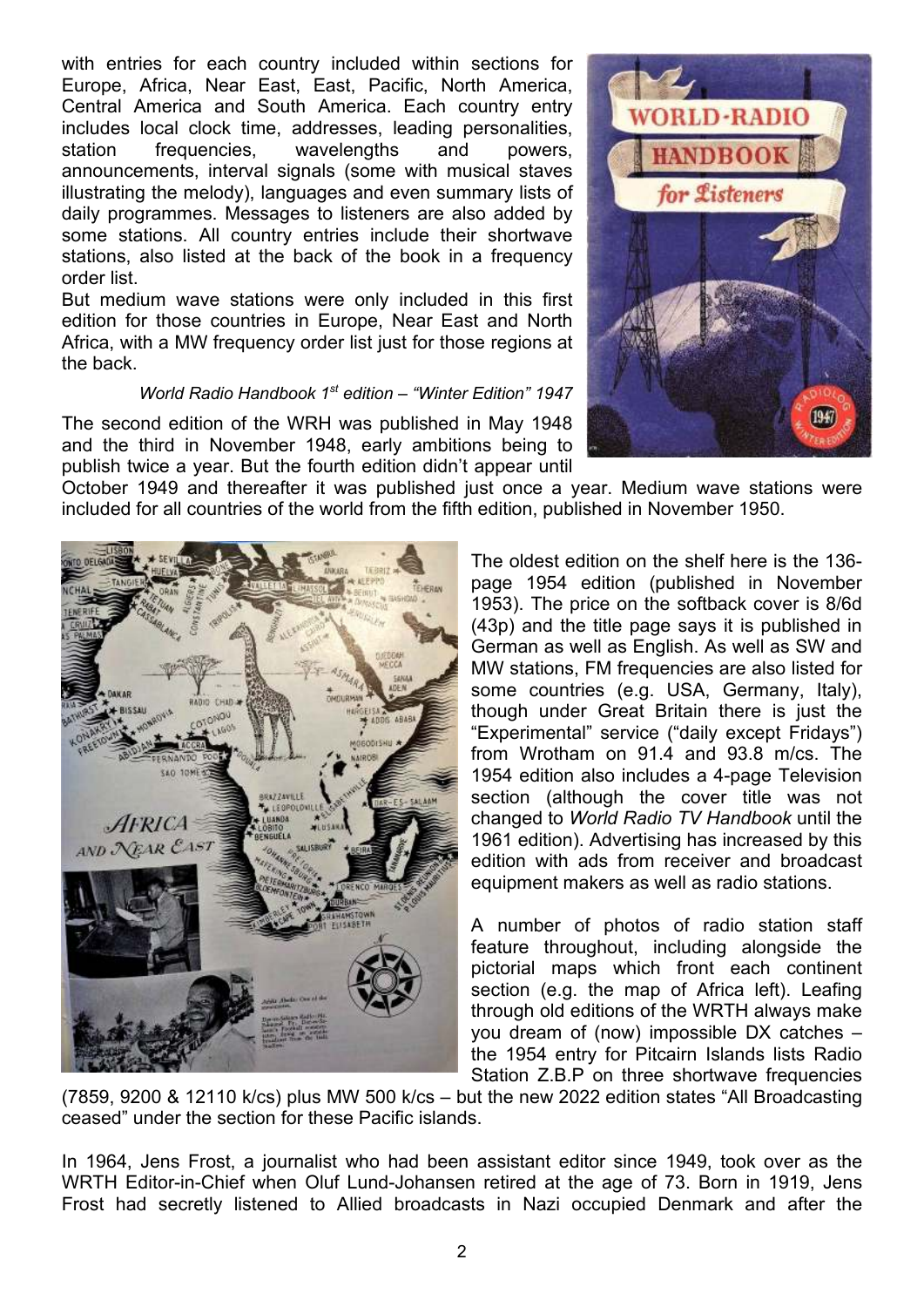with entries for each country included within sections for Europe, Africa, Near East, East, Pacific, North America, Central America and South America. Each country entry includes local clock time, addresses, leading personalities, station frequencies, wavelengths and powers, announcements, interval signals (some with musical staves illustrating the melody), languages and even summary lists of daily programmes. Messages to listeners are also added by some stations. All country entries include their shortwave stations, also listed at the back of the book in a frequency order list.

But medium wave stations were only included in this first edition for those countries in Europe, Near East and North Africa, with a MW frequency order list just for those regions at the back.

*World Radio Handbook 1st edition – "Winter Edition" 1947*

The second edition of the WRH was published in May 1948 and the third in November 1948, early ambitions being to publish twice a year. But the fourth edition didn't appear until October 1949 and thereafter it was published just once a year. Medium wave stations were included for all countries of the world from the fifth edition, published in November 1950.

The oldest edition on the shelf here is the 136-page 1954 edition (published in November 1953). The price on the softback cover is 8/6d (43p) and the title page says it is published in German as well as English. As well as SW and MW stations, FM frequencies are also listed for some countries (e.g. USA, Germany, Italy), though under Great Britain there is just the "Experimental" service ("daily except Fridays") from Wrotham on 91.4 and 93.8 m/cs. The 1954 edition also includes a 4-page Television section (although the cover title was not changed to *World Radio TV Handbook* until the 1961 edition). Advertising has increased by this edition with ads from receiver and broadcast equipment makers as well as radio stations.

A number of photos of radio station staff feature throughout, including alongside the pictorial maps which front each continent section (e.g. the map of Africa left). Leafing through old editions of the WRTH always make you dream of (now) impossible DX catches – the 1954 entry for Pitcairn Islands lists Radio Station Z.B.P on three shortwave frequencies (7859, 9200 & 12110 k/cs) plus MW 500 k/cs – but the new 2022 edition states "All Broadcasting ceased" under the section for these Pacific islands.

In 1964, Jens Frost, a journalist who had been assistant editor since 1949, took over as the WRTH Editor-in-Chief when Oluf Lund-Johansen retired at the age of 73. Born in 1919, Jens Frost had secretly listened to Allied broadcasts in Nazi occupied Denmark and after the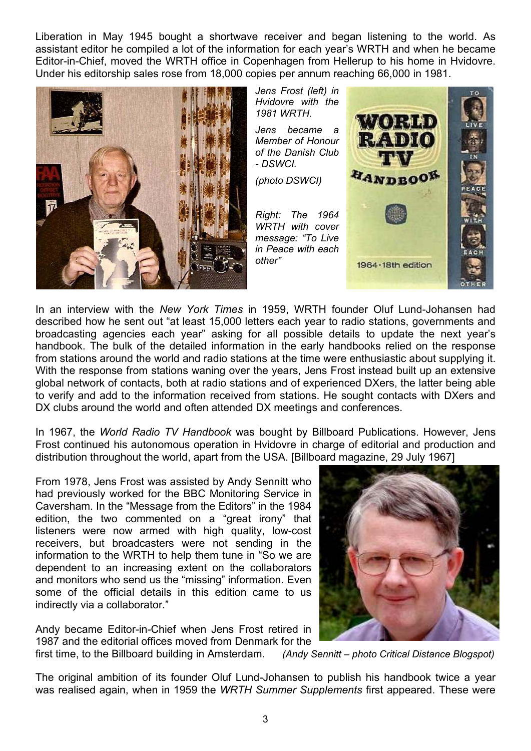Liberation in May 1945 bought a shortwave receiver and began listening to the world. As assistant editor he compiled a lot of the information for each year's WRTH and when he became Editor-in-Chief, moved the WRTH office in Copenhagen from Hellerup to his home in Hvidovre. Under his editorship sales rose from 18,000 copies per annum reaching 66,000 in 1981.

*Jens Frost (left) in Hvidovre with the 1981 WRTH.*

*Jens became a Member of Honour of the Danish Club - DSWCI.*

*(photo DSWCI)*

*Right: The 1964 WRTH with cover message: "To Live in Peace with each other"*

In an interview with the *New York Times* in 1959, WRTH founder Oluf Lund-Johansen had described how he sent out "at least 15,000 letters each year to radio stations, governments and broadcasting agencies each year" asking for all possible details to update the next year's handbook. The bulk of the detailed information in the early handbooks relied on the response from stations around the world and radio stations at the time were enthusiastic about supplying it. With the response from stations waning over the years, Jens Frost instead built up an extensive global network of contacts, both at radio stations and of experienced DXers, the latter being able to verify and add to the information received from stations. He sought contacts with DXers and DX clubs around the world and often attended DX meetings and conferences.

In 1967, the *World Radio TV Handbook* was bought by Billboard Publications. However, Jens Frost continued his autonomous operation in Hvidovre in charge of editorial and production and distribution throughout the world, apart from the USA. [Billboard magazine, 29 July 1967]

From 1978, Jens Frost was assisted by Andy Sennitt who had previously worked for the BBC Monitoring Service in Caversham. In the "Message from the Editors" in the 1984 edition, the two commented on a "great irony" that listeners were now armed with high quality, low-cost receivers, but broadcasters were not sending in the information to the WRTH to help them tune in "So we are dependent to an increasing extent on the collaborators and monitors who send us the "missing" information. Even some of the official details in this edition came to us indirectly via a collaborator."

Andy became Editor-in-Chief when Jens Frost retired in 1987 and the editorial offices moved from Denmark for the first time, to the Billboard building in Amsterdam.

*(Andy Sennitt – photo Critical Distance Blogspot)*

The original ambition of its founder Oluf Lund-Johansen to publish his handbook twice a year was realised again, when in 1959 the *WRTH Summer Supplements* first appeared. These were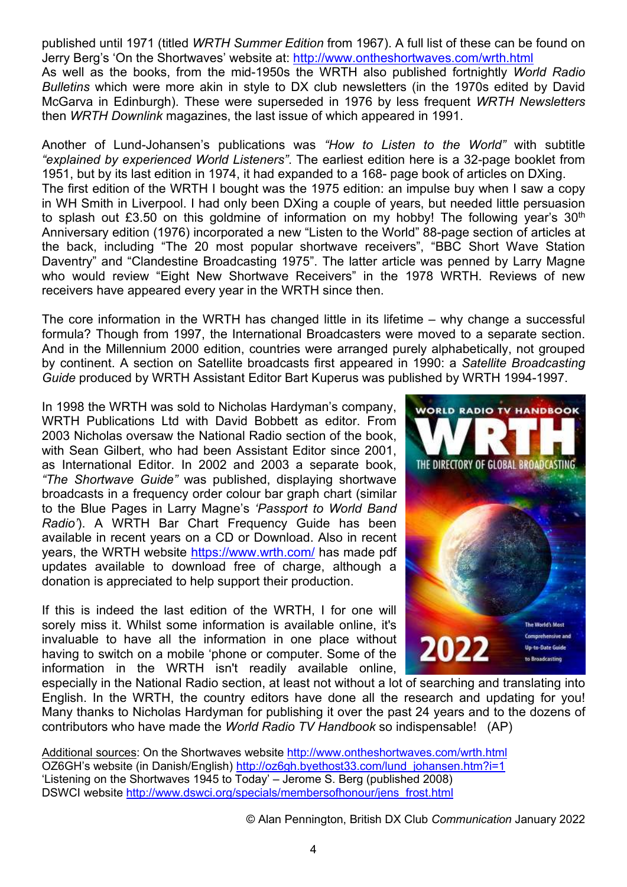published until 1971 (titled *WRTH Summer Edition* from 1967). A full list of these can be found on Jerry Berg's 'On the Shortwaves' website at: http://www.ontheshortwaves.com/wrth.html
As well as the books, from the mid-1950s the WRTH also published fortnightly *World Radio Bulletins* which were more akin in style to DX club newsletters (in the 1970s edited by David McGarva in Edinburgh). These were superseded in 1976 by less frequent *WRTH Newsletters* then *WRTH Downlink* magazines, the last issue of which appeared in 1991.

Another of Lund-Johansen's publications was *"How to Listen to the World"* with subtitle *"explained by experienced World Listeners"*. The earliest edition here is a 32-page booklet from 1951, but by its last edition in 1974, it had expanded to a 168- page book of articles on DXing.
The first edition of the WRTH I bought was the 1975 edition: an impulse buy when I saw a copy in WH Smith in Liverpool. I had only been DXing a couple of years, but needed little persuasion to splash out £3.50 on this goldmine of information on my hobby! The following year's 30th Anniversary edition (1976) incorporated a new "Listen to the World" 88-page section of articles at the back, including "The 20 most popular shortwave receivers", "BBC Short Wave Station Daventry" and "Clandestine Broadcasting 1975". The latter article was penned by Larry Magne who would review "Eight New Shortwave Receivers" in the 1978 WRTH. Reviews of new receivers have appeared every year in the WRTH since then.

The core information in the WRTH has changed little in its lifetime – why change a successful formula? Though from 1997, the International Broadcasters were moved to a separate section. And in the Millennium 2000 edition, countries were arranged purely alphabetically, not grouped by continent. A section on Satellite broadcasts first appeared in 1990: a *Satellite Broadcasting Guide* produced by WRTH Assistant Editor Bart Kuperus was published by WRTH 1994-1997.

In 1998 the WRTH was sold to Nicholas Hardyman's company, WRTH Publications Ltd with David Bobbett as editor. From 2003 Nicholas oversaw the National Radio section of the book, with Sean Gilbert, who had been Assistant Editor since 2001, as International Editor. In 2002 and 2003 a separate book, *"The Shortwave Guide"* was published, displaying shortwave broadcasts in a frequency order colour bar graph chart (similar to the Blue Pages in Larry Magne's *'Passport to World Band Radio'*). A WRTH Bar Chart Frequency Guide has been available in recent years on a CD or Download. Also in recent years, the WRTH website https://www.wrth.com/ has made pdf updates available to download free of charge, although a donation is appreciated to help support their production.

If this is indeed the last edition of the WRTH, I for one will sorely miss it. Whilst some information is available online, it's invaluable to have all the information in one place without having to switch on a mobile 'phone or computer. Some of the information in the WRTH isn't readily available online, especially in the National Radio section, at least not without a lot of searching and translating into English. In the WRTH, the country editors have done all the research and updating for you! Many thanks to Nicholas Hardyman for publishing it over the past 24 years and to the dozens of contributors who have made the *World Radio TV Handbook* so indispensable! (AP)

Additional sources: On the Shortwaves website http://www.ontheshortwaves.com/wrth.html
OZ6GH's website (in Danish/English) http://oz6gh.byethost33.com/lund_johansen.htm?i=1
'Listening on the Shortwaves 1945 to Today' – Jerome S. Berg (published 2008)
DSWCI website http://www.dswci.org/specials/membersofhonour/jens_frost.html

© Alan Pennington, British DX Club *Communication* January 2022